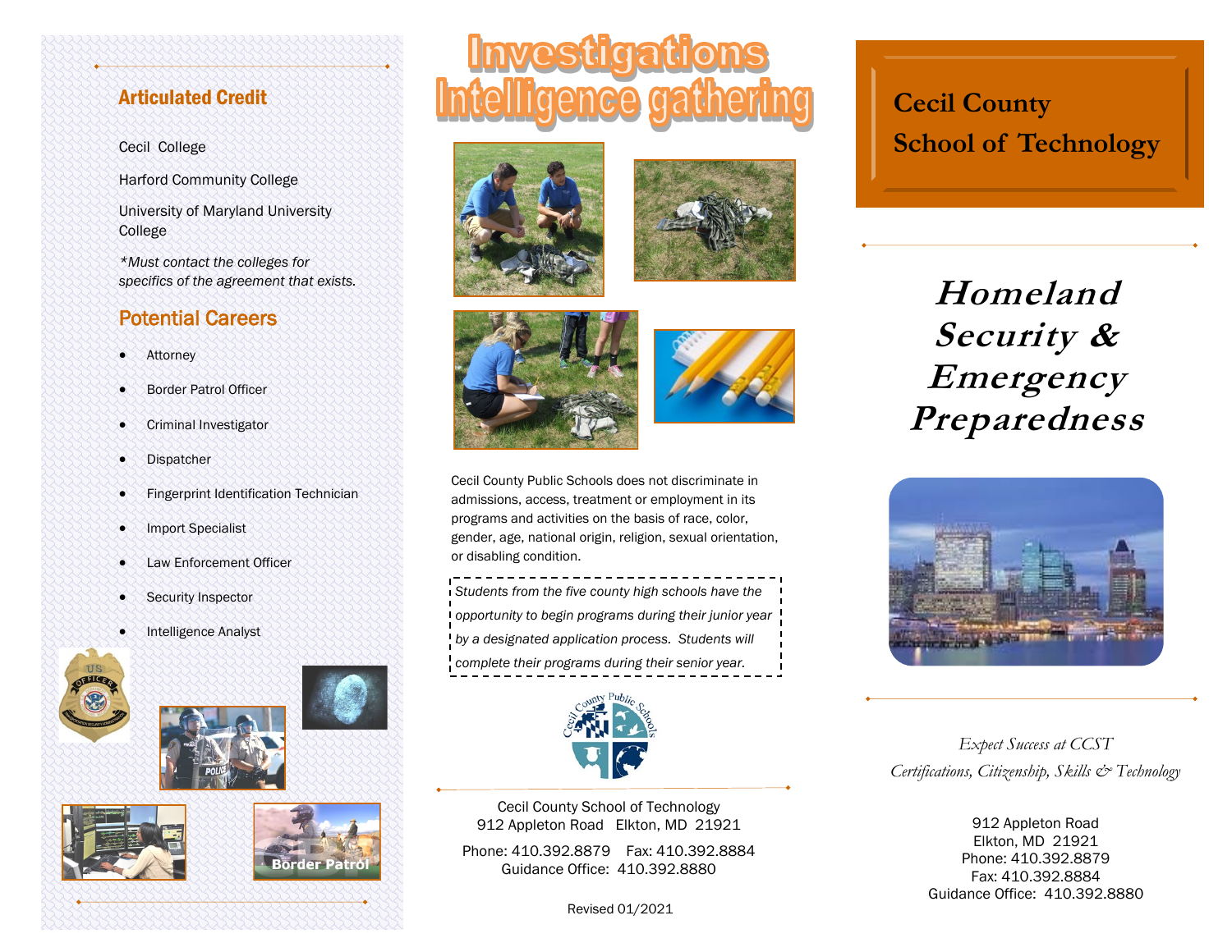## Articulated Credit

Cecil College

Harford Community College

University of Maryland University College

*\*Must contact the colleges for specifics of the agreement that exists.*

## Potential Careers

- Attorney
- Border Patrol Officer
- Criminal Investigator
- Dispatcher
- Fingerprint Identification Technician
- Import Specialist
- Law Enforcement Officer
- Security Inspector
- Intelligence Analyst

# Investigations Intelligence gathering

Cecil County Public Schools does not discriminate in admissions, access, treatment or employment in its programs and activities on the basis of race, color, gender, age, national origin, religion, sexual orientation, or disabling condition.

*Students from the five county high schools have the opportunity to begin programs during their junior year by a designated application process. Students will complete their programs during their senior year.*

Cecil County School of Technology
912 Appleton Road Elkton, MD 21921

Phone: 410.392.8879 Fax: 410.392.8884
Guidance Office: 410.392.8880

Revised 01/2021

**Cecil County School of Technology**

# *Homeland Security & Emergency Preparedness*

*Expect Success at CCST*
*Certifications, Citizenship, Skills & Technology*

912 Appleton Road
Elkton, MD 21921
Phone: 410.392.8879
Fax: 410.392.8884
Guidance Office: 410.392.8880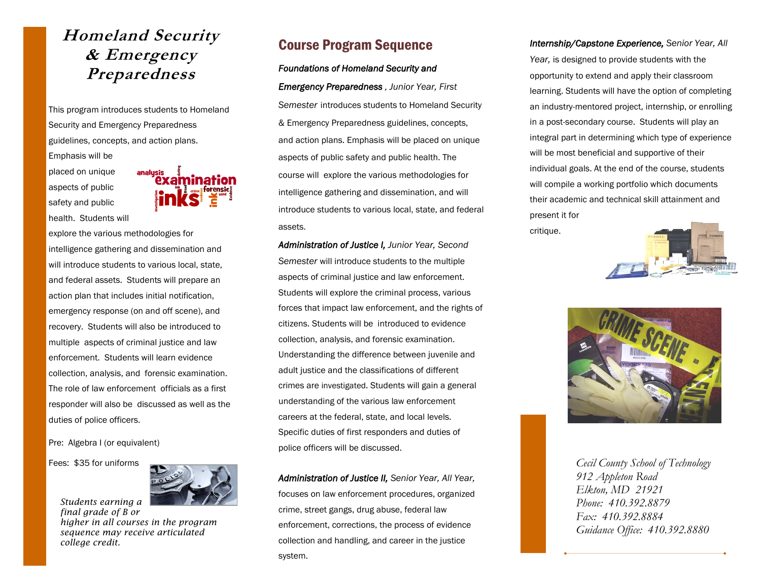# Homeland Security & Emergency Preparedness

This program introduces students to Homeland Security and Emergency Preparedness guidelines, concepts, and action plans. Emphasis will be placed on unique aspects of public safety and public health. Students will explore the various methodologies for intelligence gathering and dissemination and will introduce students to various local, state, and federal assets. Students will prepare an action plan that includes initial notification, emergency response (on and off scene), and recovery. Students will also be introduced to multiple aspects of criminal justice and law enforcement. Students will learn evidence collection, analysis, and forensic examination. The role of law enforcement officials as a first responder will also be discussed as well as the duties of police officers.

Pre: Algebra I (or equivalent)

Fees: $35 for uniforms

*Students earning a final grade of B or higher in all courses in the program sequence may receive articulated college credit.*

## Course Program Sequence

***Foundations of Homeland Security and Emergency Preparedness***, *Junior Year, First Semester* introduces students to Homeland Security & Emergency Preparedness guidelines, concepts, and action plans. Emphasis will be placed on unique aspects of public safety and public health. The course will explore the various methodologies for intelligence gathering and dissemination, and will introduce students to various local, state, and federal assets.

***Administration of Justice I,*** *Junior Year, Second Semester* will introduce students to the multiple aspects of criminal justice and law enforcement. Students will explore the criminal process, various forces that impact law enforcement, and the rights of citizens. Students will be introduced to evidence collection, analysis, and forensic examination. Understanding the difference between juvenile and adult justice and the classifications of different crimes are investigated. Students will gain a general understanding of the various law enforcement careers at the federal, state, and local levels. Specific duties of first responders and duties of police officers will be discussed.

***Administration of Justice II,*** *Senior Year, All Year,* focuses on law enforcement procedures, organized crime, street gangs, drug abuse, federal law enforcement, corrections, the process of evidence collection and handling, and career in the justice system.

***Internship/Capstone Experience,*** *Senior Year, All Year,* is designed to provide students with the opportunity to extend and apply their classroom learning. Students will have the option of completing an industry-mentored project, internship, or enrolling in a post-secondary course. Students will play an integral part in determining which type of experience will be most beneficial and supportive of their individual goals. At the end of the course, students will compile a working portfolio which documents their academic and technical skill attainment and present it for critique.

*Cecil County School of Technology*
*912 Appleton Road*
*Elkton, MD 21921*
*Phone: 410.392.8879*
*Fax: 410.392.8884*
*Guidance Office: 410.392.8880*